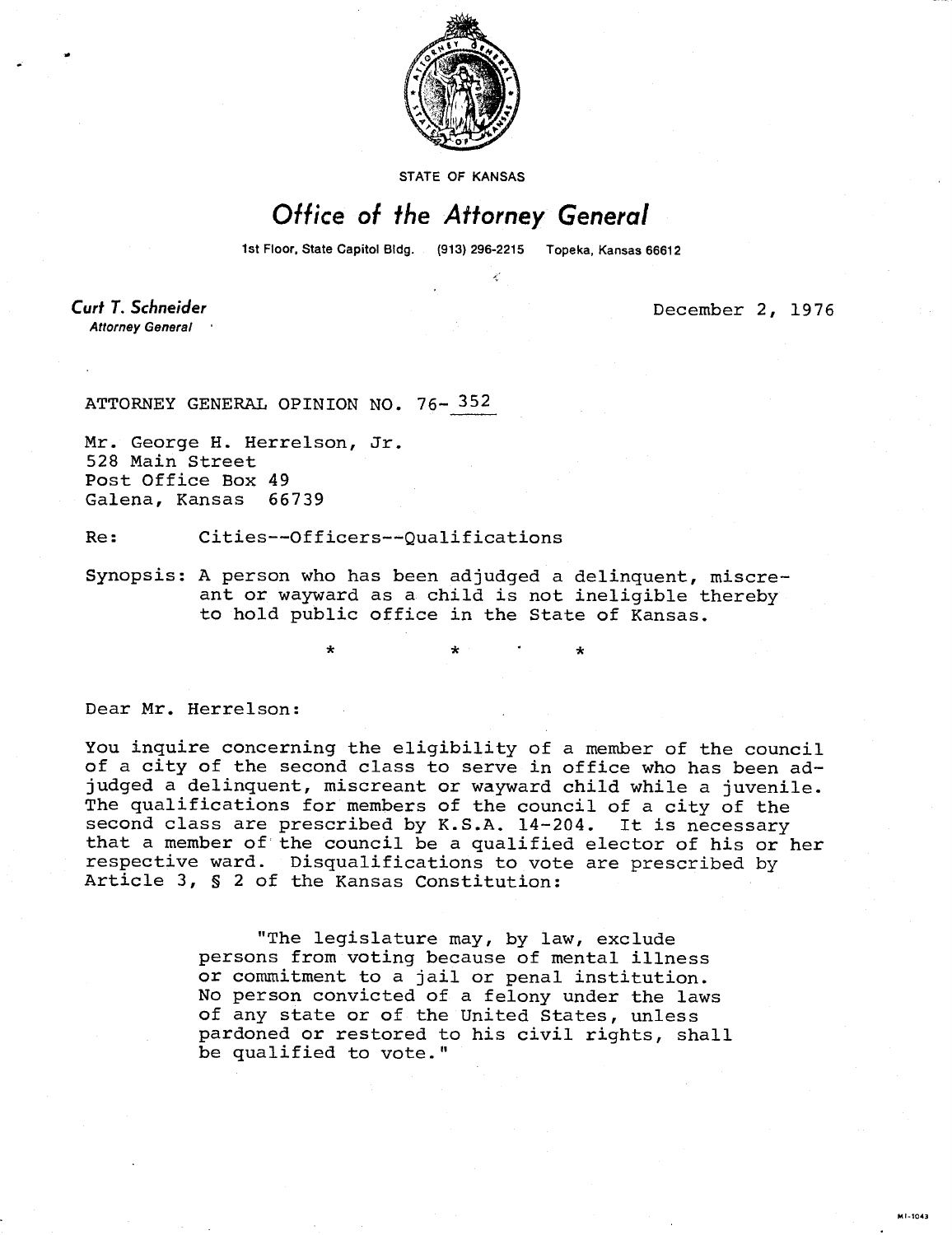STATE OF KANSAS

# *Office of the Attorney General*

1st Floor, State Capitol Bldg. (913) 296-2215 Topeka, Kansas 66612

**Curt T. Schneider**
*Attorney General*

December 2, 1976

ATTORNEY GENERAL OPINION NO. 76- 352

Mr. George H. Herrelson, Jr.
528 Main Street
Post Office Box 49
Galena, Kansas 66739

Re: Cities--Officers--Qualifications

Synopsis: A person who has been adjudged a delinquent, miscreant or wayward as a child is not ineligible thereby to hold public office in the State of Kansas.

\* \* \*

Dear Mr. Herrelson:

You inquire concerning the eligibility of a member of the council of a city of the second class to serve in office who has been adjudged a delinquent, miscreant or wayward child while a juvenile. The qualifications for members of the council of a city of the second class are prescribed by K.S.A. 14-204. It is necessary that a member of the council be a qualified elector of his or her respective ward. Disqualifications to vote are prescribed by Article 3, § 2 of the Kansas Constitution:

> "The legislature may, by law, exclude persons from voting because of mental illness or commitment to a jail or penal institution. No person convicted of a felony under the laws of any state or of the United States, unless pardoned or restored to his civil rights, shall be qualified to vote."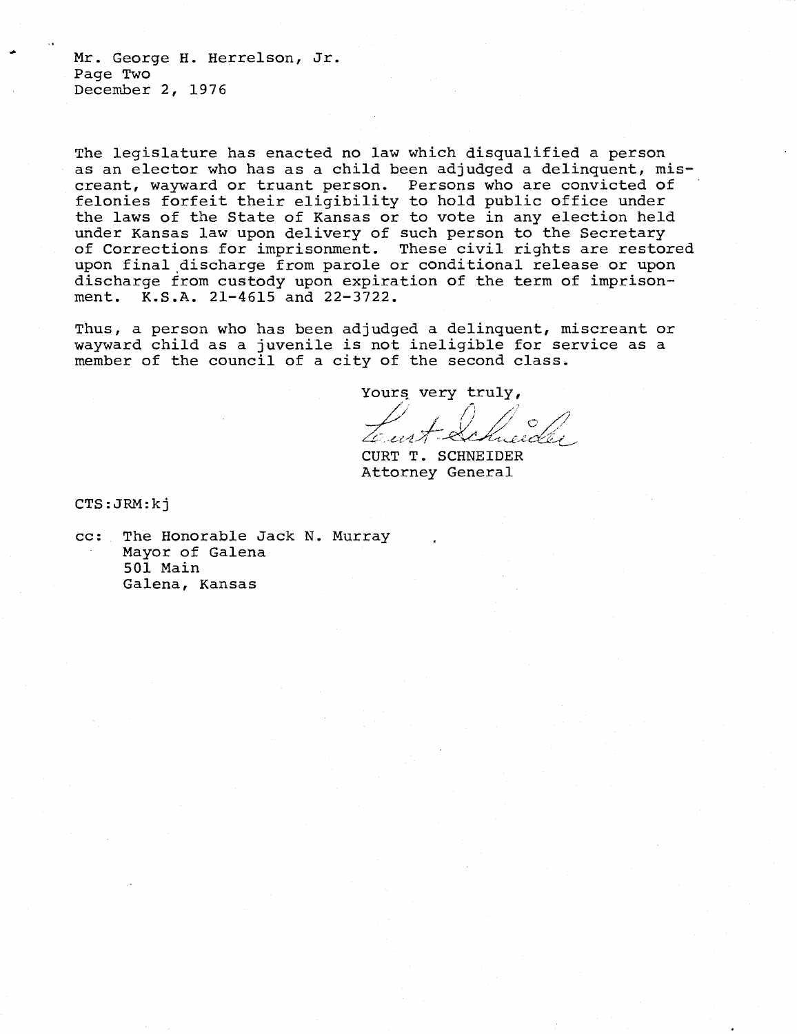Mr. George H. Herrelson, Jr.
Page Two
December 2, 1976

The legislature has enacted no law which disqualified a person as an elector who has as a child been adjudged a delinquent, miscreant, wayward or truant person. Persons who are convicted of felonies forfeit their eligibility to hold public office under the laws of the State of Kansas or to vote in any election held under Kansas law upon delivery of such person to the Secretary of Corrections for imprisonment. These civil rights are restored upon final discharge from parole or conditional release or upon discharge from custody upon expiration of the term of imprisonment. K.S.A. 21-4615 and 22-3722.

Thus, a person who has been adjudged a delinquent, miscreant or wayward child as a juvenile is not ineligible for service as a member of the council of a city of the second class.

Yours very truly,

Curt Schneider

CURT T. SCHNEIDER
Attorney General

CTS:JRM:kj

cc: The Honorable Jack N. Murray
Mayor of Galena
501 Main
Galena, Kansas